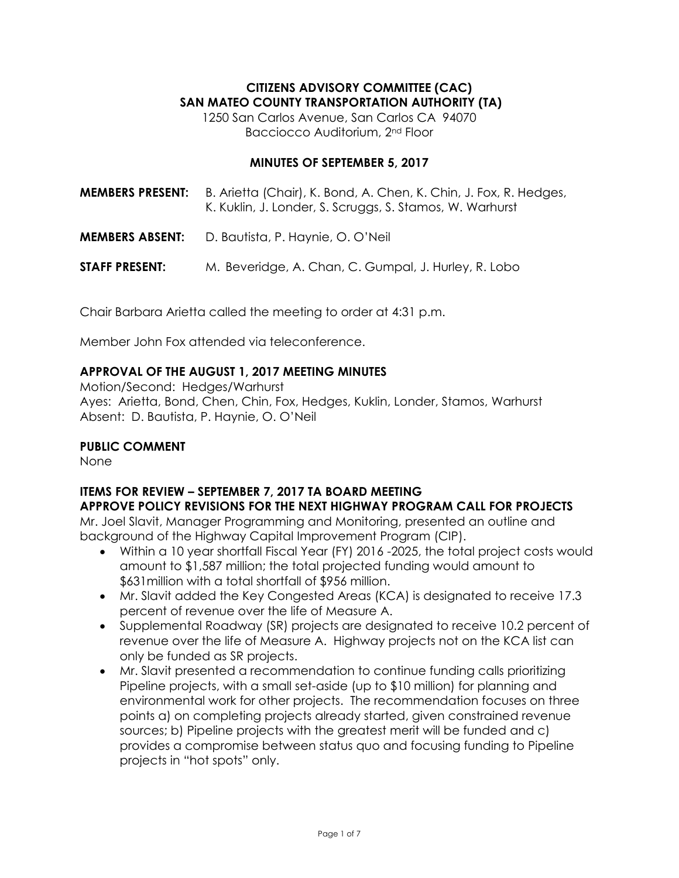**CITIZENS ADVISORY COMMITTEE (CAC)**
**SAN MATEO COUNTY TRANSPORTATION AUTHORITY (TA)**

1250 San Carlos Avenue, San Carlos CA 94070
Bacciocco Auditorium, 2nd Floor

**MINUTES OF SEPTEMBER 5, 2017**

**MEMBERS PRESENT:** B. Arietta (Chair), K. Bond, A. Chen, K. Chin, J. Fox, R. Hedges, K. Kuklin, J. Londer, S. Scruggs, S. Stamos, W. Warhurst

**MEMBERS ABSENT:** D. Bautista, P. Haynie, O. O'Neil

**STAFF PRESENT:** M. Beveridge, A. Chan, C. Gumpal, J. Hurley, R. Lobo

Chair Barbara Arietta called the meeting to order at 4:31 p.m.

Member John Fox attended via teleconference.

**APPROVAL OF THE AUGUST 1, 2017 MEETING MINUTES**

Motion/Second: Hedges/Warhurst
Ayes: Arietta, Bond, Chen, Chin, Fox, Hedges, Kuklin, Londer, Stamos, Warhurst
Absent: D. Bautista, P. Haynie, O. O'Neil

**PUBLIC COMMENT**

None

**ITEMS FOR REVIEW – SEPTEMBER 7, 2017 TA BOARD MEETING**
**APPROVE POLICY REVISIONS FOR THE NEXT HIGHWAY PROGRAM CALL FOR PROJECTS**

Mr. Joel Slavit, Manager Programming and Monitoring, presented an outline and background of the Highway Capital Improvement Program (CIP).

- Within a 10 year shortfall Fiscal Year (FY) 2016 -2025, the total project costs would amount to $1,587 million; the total projected funding would amount to $631million with a total shortfall of $956 million.
- Mr. Slavit added the Key Congested Areas (KCA) is designated to receive 17.3 percent of revenue over the life of Measure A.
- Supplemental Roadway (SR) projects are designated to receive 10.2 percent of revenue over the life of Measure A. Highway projects not on the KCA list can only be funded as SR projects.
- Mr. Slavit presented a recommendation to continue funding calls prioritizing Pipeline projects, with a small set-aside (up to $10 million) for planning and environmental work for other projects. The recommendation focuses on three points a) on completing projects already started, given constrained revenue sources; b) Pipeline projects with the greatest merit will be funded and c) provides a compromise between status quo and focusing funding to Pipeline projects in "hot spots" only.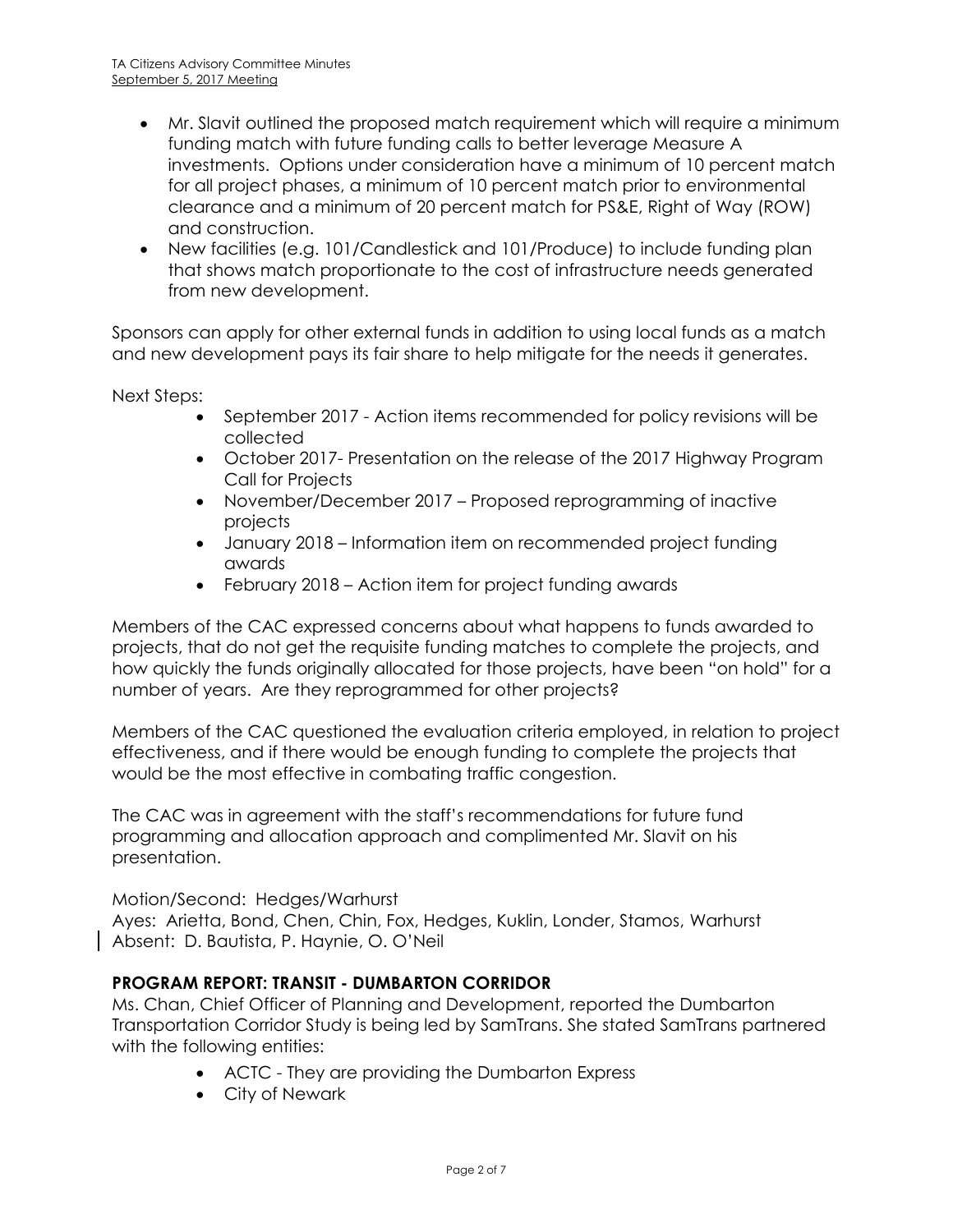- Mr. Slavit outlined the proposed match requirement which will require a minimum funding match with future funding calls to better leverage Measure A investments. Options under consideration have a minimum of 10 percent match for all project phases, a minimum of 10 percent match prior to environmental clearance and a minimum of 20 percent match for PS&E, Right of Way (ROW) and construction.
- New facilities (e.g. 101/Candlestick and 101/Produce) to include funding plan that shows match proportionate to the cost of infrastructure needs generated from new development.

Sponsors can apply for other external funds in addition to using local funds as a match and new development pays its fair share to help mitigate for the needs it generates.

Next Steps:

- September 2017 - Action items recommended for policy revisions will be collected
- October 2017- Presentation on the release of the 2017 Highway Program Call for Projects
- November/December 2017 – Proposed reprogramming of inactive projects
- January 2018 – Information item on recommended project funding awards
- February 2018 – Action item for project funding awards

Members of the CAC expressed concerns about what happens to funds awarded to projects, that do not get the requisite funding matches to complete the projects, and how quickly the funds originally allocated for those projects, have been "on hold" for a number of years. Are they reprogrammed for other projects?

Members of the CAC questioned the evaluation criteria employed, in relation to project effectiveness, and if there would be enough funding to complete the projects that would be the most effective in combating traffic congestion.

The CAC was in agreement with the staff's recommendations for future fund programming and allocation approach and complimented Mr. Slavit on his presentation.

Motion/Second: Hedges/Warhurst
Ayes: Arietta, Bond, Chen, Chin, Fox, Hedges, Kuklin, Londer, Stamos, Warhurst
Absent: D. Bautista, P. Haynie, O. O'Neil

**PROGRAM REPORT: TRANSIT - DUMBARTON CORRIDOR**

Ms. Chan, Chief Officer of Planning and Development, reported the Dumbarton Transportation Corridor Study is being led by SamTrans. She stated SamTrans partnered with the following entities:

- ACTC - They are providing the Dumbarton Express
- City of Newark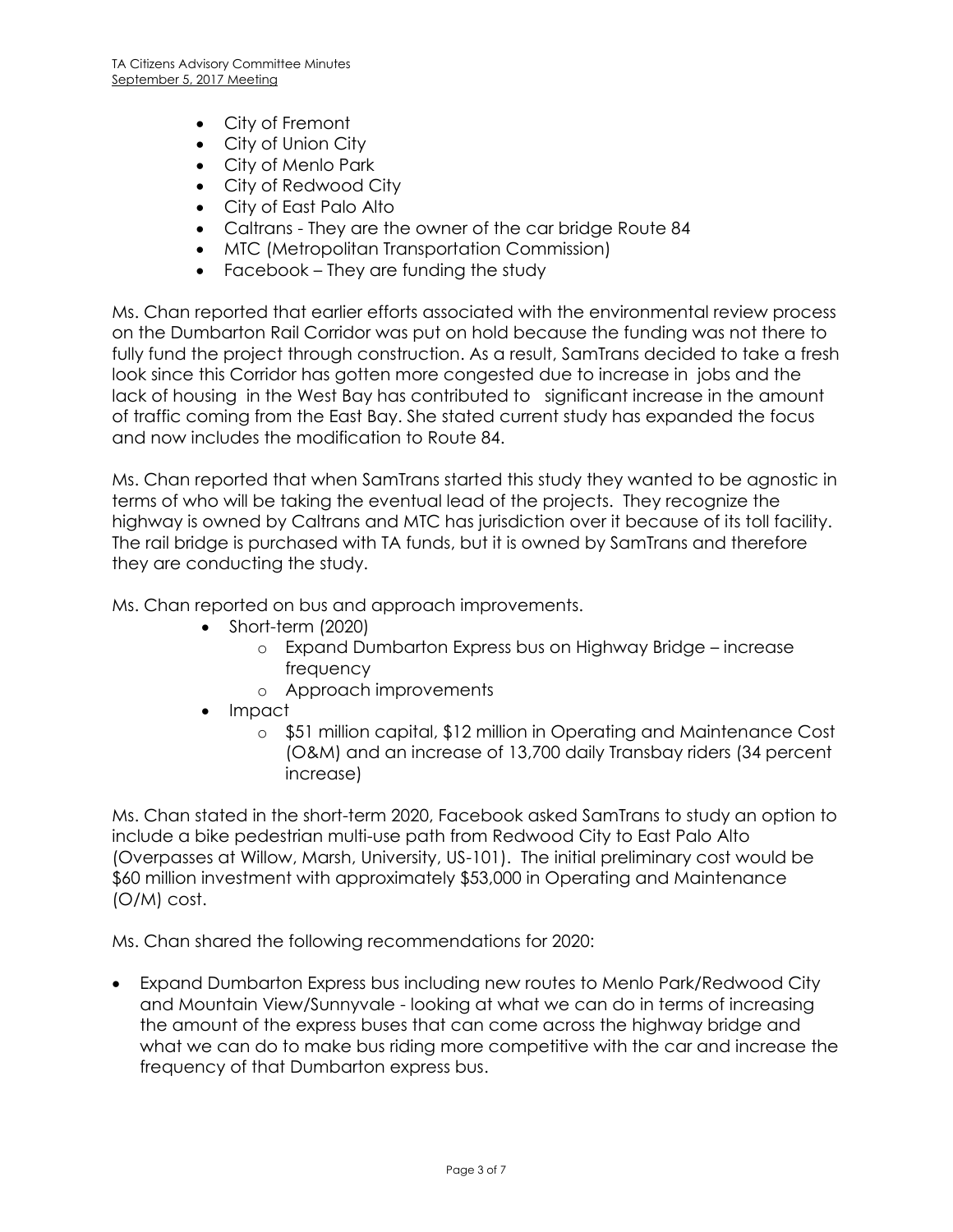- City of Fremont
- City of Union City
- City of Menlo Park
- City of Redwood City
- City of East Palo Alto
- Caltrans - They are the owner of the car bridge Route 84
- MTC (Metropolitan Transportation Commission)
- Facebook – They are funding the study

Ms. Chan reported that earlier efforts associated with the environmental review process on the Dumbarton Rail Corridor was put on hold because the funding was not there to fully fund the project through construction. As a result, SamTrans decided to take a fresh look since this Corridor has gotten more congested due to increase in jobs and the lack of housing in the West Bay has contributed to significant increase in the amount of traffic coming from the East Bay. She stated current study has expanded the focus and now includes the modification to Route 84.

Ms. Chan reported that when SamTrans started this study they wanted to be agnostic in terms of who will be taking the eventual lead of the projects. They recognize the highway is owned by Caltrans and MTC has jurisdiction over it because of its toll facility. The rail bridge is purchased with TA funds, but it is owned by SamTrans and therefore they are conducting the study.

Ms. Chan reported on bus and approach improvements.

- Short-term (2020)
  - Expand Dumbarton Express bus on Highway Bridge – increase frequency
  - Approach improvements
- Impact
  - $51 million capital, $12 million in Operating and Maintenance Cost (O&M) and an increase of 13,700 daily Transbay riders (34 percent increase)

Ms. Chan stated in the short-term 2020, Facebook asked SamTrans to study an option to include a bike pedestrian multi-use path from Redwood City to East Palo Alto (Overpasses at Willow, Marsh, University, US-101). The initial preliminary cost would be $60 million investment with approximately $53,000 in Operating and Maintenance (O/M) cost.

Ms. Chan shared the following recommendations for 2020:

- Expand Dumbarton Express bus including new routes to Menlo Park/Redwood City and Mountain View/Sunnyvale - looking at what we can do in terms of increasing the amount of the express buses that can come across the highway bridge and what we can do to make bus riding more competitive with the car and increase the frequency of that Dumbarton express bus.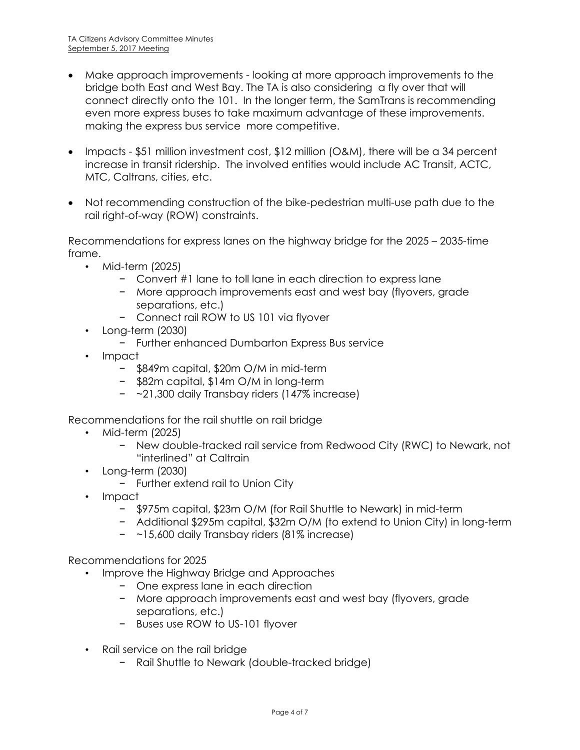- Make approach improvements - looking at more approach improvements to the bridge both East and West Bay. The TA is also considering  a fly over that will connect directly onto the 101.  In the longer term, the SamTrans is recommending even more express buses to take maximum advantage of these improvements. making the express bus service  more competitive.

- Impacts - $51 million investment cost, $12 million (O&M), there will be a 34 percent increase in transit ridership.  The involved entities would include AC Transit, ACTC, MTC, Caltrans, cities, etc.

- Not recommending construction of the bike-pedestrian multi-use path due to the rail right-of-way (ROW) constraints.

Recommendations for express lanes on the highway bridge for the 2025 – 2035-time frame.

- Mid-term (2025)
  - Convert #1 lane to toll lane in each direction to express lane
  - More approach improvements east and west bay (flyovers, grade separations, etc.)
  - Connect rail ROW to US 101 via flyover
- Long-term (2030)
  - Further enhanced Dumbarton Express Bus service
- Impact
  - $849m capital, $20m O/M in mid-term
  - $82m capital, $14m O/M in long-term
  - ~21,300 daily Transbay riders (147% increase)

Recommendations for the rail shuttle on rail bridge

- Mid-term (2025)
  - New double-tracked rail service from Redwood City (RWC) to Newark, not "interlined" at Caltrain
- Long-term (2030)
  - Further extend rail to Union City
- Impact
  - $975m capital, $23m O/M (for Rail Shuttle to Newark) in mid-term
  - Additional $295m capital, $32m O/M (to extend to Union City) in long-term
  - ~15,600 daily Transbay riders (81% increase)

Recommendations for 2025

- Improve the Highway Bridge and Approaches
  - One express lane in each direction
  - More approach improvements east and west bay (flyovers, grade separations, etc.)
  - Buses use ROW to US-101 flyover

- Rail service on the rail bridge
  - Rail Shuttle to Newark (double-tracked bridge)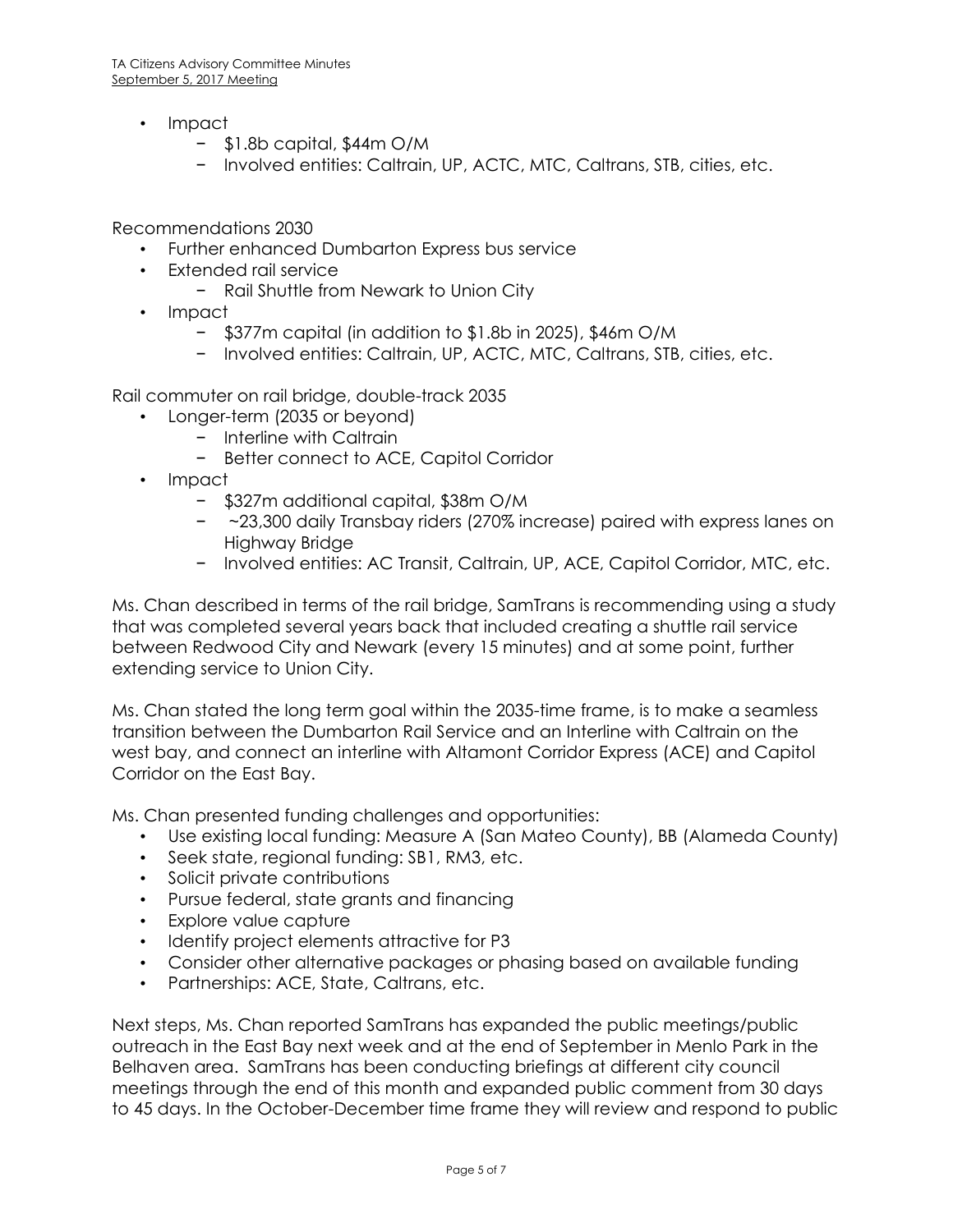- Impact
  - $1.8b capital, $44m O/M
  - Involved entities: Caltrain, UP, ACTC, MTC, Caltrans, STB, cities, etc.

Recommendations 2030

- Further enhanced Dumbarton Express bus service
- Extended rail service
  - Rail Shuttle from Newark to Union City
- Impact
  - $377m capital (in addition to $1.8b in 2025), $46m O/M
  - Involved entities: Caltrain, UP, ACTC, MTC, Caltrans, STB, cities, etc.

Rail commuter on rail bridge, double-track 2035

- Longer-term (2035 or beyond)
  - Interline with Caltrain
  - Better connect to ACE, Capitol Corridor
- Impact
  - $327m additional capital, $38m O/M
  - ~23,300 daily Transbay riders (270% increase) paired with express lanes on Highway Bridge
  - Involved entities: AC Transit, Caltrain, UP, ACE, Capitol Corridor, MTC, etc.

Ms. Chan described in terms of the rail bridge, SamTrans is recommending using a study that was completed several years back that included creating a shuttle rail service between Redwood City and Newark (every 15 minutes) and at some point, further extending service to Union City.

Ms. Chan stated the long term goal within the 2035-time frame, is to make a seamless transition between the Dumbarton Rail Service and an Interline with Caltrain on the west bay, and connect an interline with Altamont Corridor Express (ACE) and Capitol Corridor on the East Bay.

Ms. Chan presented funding challenges and opportunities:

- Use existing local funding: Measure A (San Mateo County), BB (Alameda County)
- Seek state, regional funding: SB1, RM3, etc.
- Solicit private contributions
- Pursue federal, state grants and financing
- Explore value capture
- Identify project elements attractive for P3
- Consider other alternative packages or phasing based on available funding
- Partnerships: ACE, State, Caltrans, etc.

Next steps, Ms. Chan reported SamTrans has expanded the public meetings/public outreach in the East Bay next week and at the end of September in Menlo Park in the Belhaven area. SamTrans has been conducting briefings at different city council meetings through the end of this month and expanded public comment from 30 days to 45 days. In the October-December time frame they will review and respond to public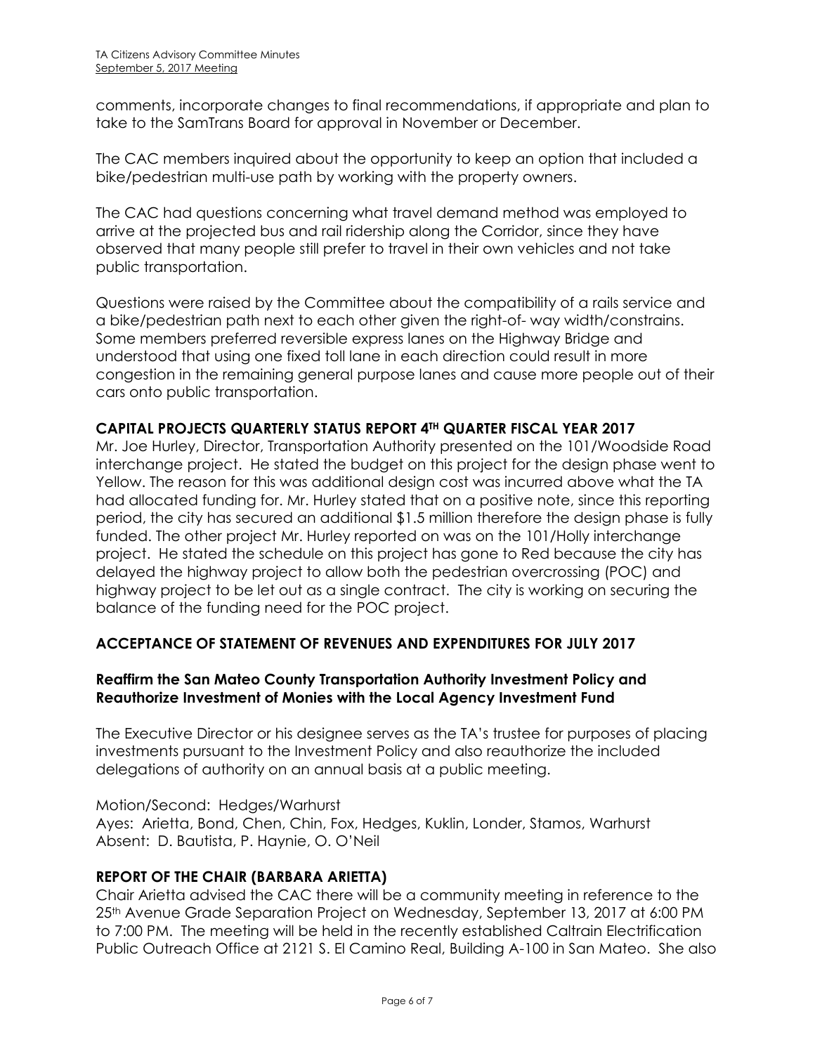comments, incorporate changes to final recommendations, if appropriate and plan to take to the SamTrans Board for approval in November or December.

The CAC members inquired about the opportunity to keep an option that included a bike/pedestrian multi-use path by working with the property owners.

The CAC had questions concerning what travel demand method was employed to arrive at the projected bus and rail ridership along the Corridor, since they have observed that many people still prefer to travel in their own vehicles and not take public transportation.

Questions were raised by the Committee about the compatibility of a rails service and a bike/pedestrian path next to each other given the right-of- way width/constrains. Some members preferred reversible express lanes on the Highway Bridge and understood that using one fixed toll lane in each direction could result in more congestion in the remaining general purpose lanes and cause more people out of their cars onto public transportation.

### CAPITAL PROJECTS QUARTERLY STATUS REPORT 4TH QUARTER FISCAL YEAR 2017

Mr. Joe Hurley, Director, Transportation Authority presented on the 101/Woodside Road interchange project. He stated the budget on this project for the design phase went to Yellow. The reason for this was additional design cost was incurred above what the TA had allocated funding for. Mr. Hurley stated that on a positive note, since this reporting period, the city has secured an additional $1.5 million therefore the design phase is fully funded. The other project Mr. Hurley reported on was on the 101/Holly interchange project. He stated the schedule on this project has gone to Red because the city has delayed the highway project to allow both the pedestrian overcrossing (POC) and highway project to be let out as a single contract. The city is working on securing the balance of the funding need for the POC project.

### ACCEPTANCE OF STATEMENT OF REVENUES AND EXPENDITURES FOR JULY 2017

#### Reaffirm the San Mateo County Transportation Authority Investment Policy and Reauthorize Investment of Monies with the Local Agency Investment Fund

The Executive Director or his designee serves as the TA's trustee for purposes of placing investments pursuant to the Investment Policy and also reauthorize the included delegations of authority on an annual basis at a public meeting.

Motion/Second: Hedges/Warhurst
Ayes: Arietta, Bond, Chen, Chin, Fox, Hedges, Kuklin, Londer, Stamos, Warhurst
Absent: D. Bautista, P. Haynie, O. O'Neil

### REPORT OF THE CHAIR (BARBARA ARIETTA)

Chair Arietta advised the CAC there will be a community meeting in reference to the 25th Avenue Grade Separation Project on Wednesday, September 13, 2017 at 6:00 PM to 7:00 PM. The meeting will be held in the recently established Caltrain Electrification Public Outreach Office at 2121 S. El Camino Real, Building A-100 in San Mateo. She also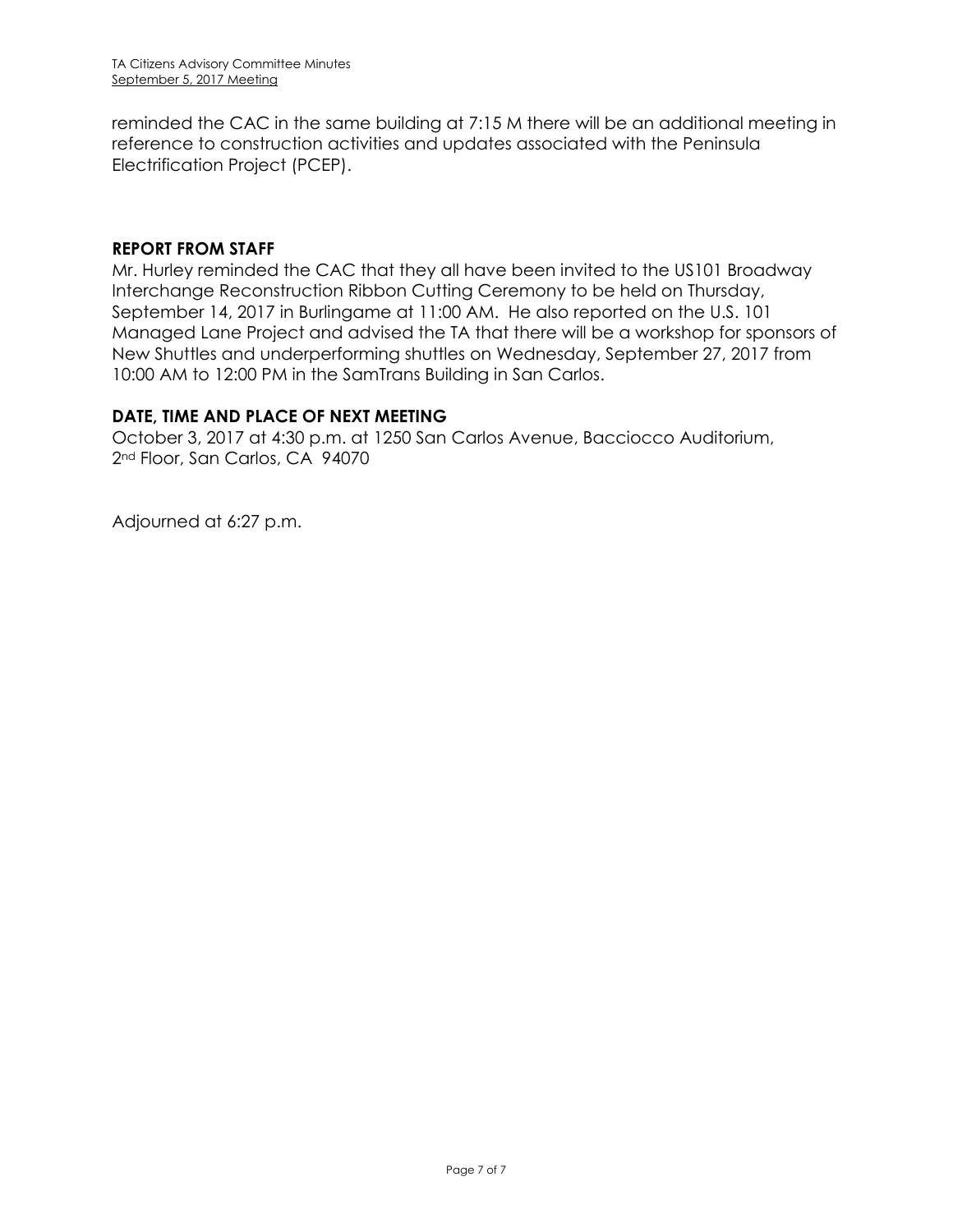reminded the CAC in the same building at 7:15 M there will be an additional meeting in reference to construction activities and updates associated with the Peninsula Electrification Project (PCEP).

**REPORT FROM STAFF**

Mr. Hurley reminded the CAC that they all have been invited to the US101 Broadway Interchange Reconstruction Ribbon Cutting Ceremony to be held on Thursday, September 14, 2017 in Burlingame at 11:00 AM. He also reported on the U.S. 101 Managed Lane Project and advised the TA that there will be a workshop for sponsors of New Shuttles and underperforming shuttles on Wednesday, September 27, 2017 from 10:00 AM to 12:00 PM in the SamTrans Building in San Carlos.

**DATE, TIME AND PLACE OF NEXT MEETING**

October 3, 2017 at 4:30 p.m. at 1250 San Carlos Avenue, Bacciocco Auditorium, 2nd Floor, San Carlos, CA 94070

Adjourned at 6:27 p.m.